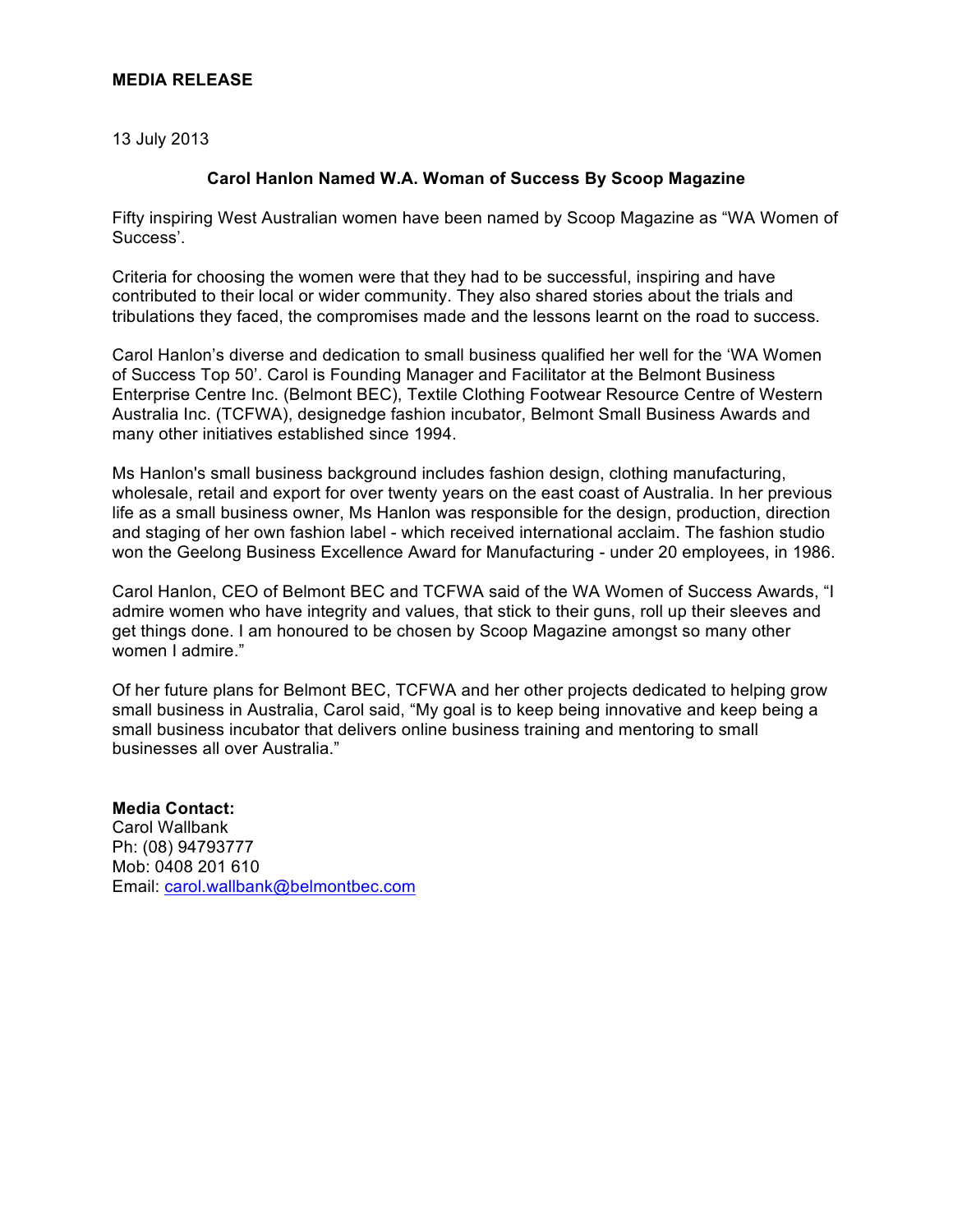**MEDIA RELEASE**

13 July 2013

**Carol Hanlon Named W.A. Woman of Success By Scoop Magazine**

Fifty inspiring West Australian women have been named by Scoop Magazine as "WA Women of Success'.

Criteria for choosing the women were that they had to be successful, inspiring and have contributed to their local or wider community. They also shared stories about the trials and tribulations they faced, the compromises made and the lessons learnt on the road to success.

Carol Hanlon's diverse and dedication to small business qualified her well for the 'WA Women of Success Top 50'. Carol is Founding Manager and Facilitator at the Belmont Business Enterprise Centre Inc. (Belmont BEC), Textile Clothing Footwear Resource Centre of Western Australia Inc. (TCFWA), designedge fashion incubator, Belmont Small Business Awards and many other initiatives established since 1994.

Ms Hanlon's small business background includes fashion design, clothing manufacturing, wholesale, retail and export for over twenty years on the east coast of Australia. In her previous life as a small business owner, Ms Hanlon was responsible for the design, production, direction and staging of her own fashion label - which received international acclaim. The fashion studio won the Geelong Business Excellence Award for Manufacturing - under 20 employees, in 1986.

Carol Hanlon, CEO of Belmont BEC and TCFWA said of the WA Women of Success Awards, "I admire women who have integrity and values, that stick to their guns, roll up their sleeves and get things done. I am honoured to be chosen by Scoop Magazine amongst so many other women I admire."

Of her future plans for Belmont BEC, TCFWA and her other projects dedicated to helping grow small business in Australia, Carol said, "My goal is to keep being innovative and keep being a small business incubator that delivers online business training and mentoring to small businesses all over Australia."

**Media Contact:**
Carol Wallbank
Ph: (08) 94793777
Mob: 0408 201 610
Email: carol.wallbank@belmontbec.com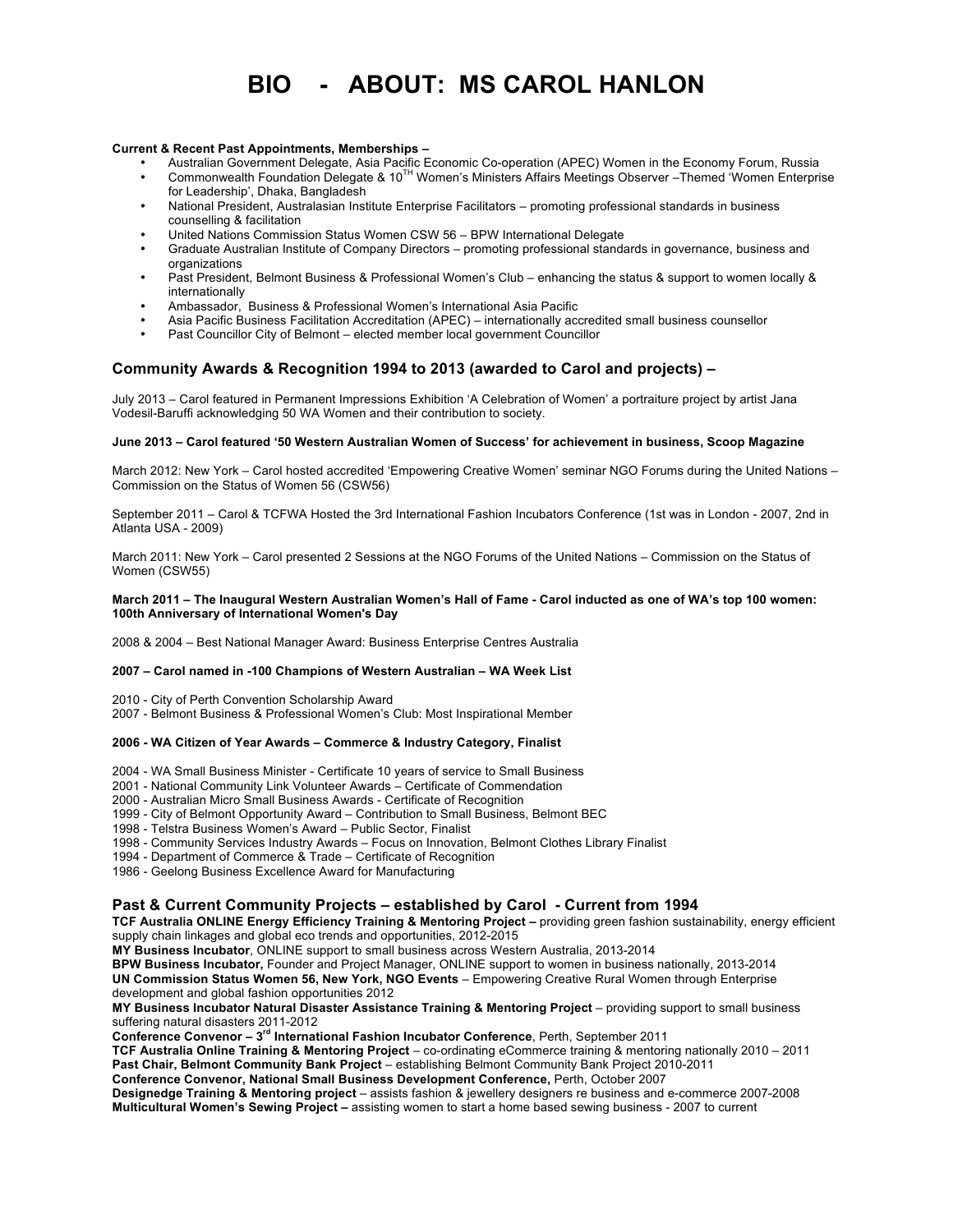# BIO - ABOUT: MS CAROL HANLON

**Current & Recent Past Appointments, Memberships –**

- Australian Government Delegate, Asia Pacific Economic Co-operation (APEC) Women in the Economy Forum, Russia
- Commonwealth Foundation Delegate & 10TH Women's Ministers Affairs Meetings Observer –Themed 'Women Enterprise for Leadership', Dhaka, Bangladesh
- National President, Australasian Institute Enterprise Facilitators – promoting professional standards in business counselling & facilitation
- United Nations Commission Status Women CSW 56 – BPW International Delegate
- Graduate Australian Institute of Company Directors – promoting professional standards in governance, business and organizations
- Past President, Belmont Business & Professional Women's Club – enhancing the status & support to women locally & internationally
- Ambassador, Business & Professional Women's International Asia Pacific
- Asia Pacific Business Facilitation Accreditation (APEC) – internationally accredited small business counsellor
- Past Councillor City of Belmont – elected member local government Councillor

## Community Awards & Recognition 1994 to 2013 (awarded to Carol and projects) –

July 2013 – Carol featured in Permanent Impressions Exhibition 'A Celebration of Women' a portraiture project by artist Jana Vodesil-Baruffi acknowledging 50 WA Women and their contribution to society.

**June 2013 – Carol featured '50 Western Australian Women of Success' for achievement in business, Scoop Magazine**

March 2012: New York – Carol hosted accredited 'Empowering Creative Women' seminar NGO Forums during the United Nations – Commission on the Status of Women 56 (CSW56)

September 2011 – Carol & TCFWA Hosted the 3rd International Fashion Incubators Conference (1st was in London - 2007, 2nd in Atlanta USA - 2009)

March 2011: New York – Carol presented 2 Sessions at the NGO Forums of the United Nations – Commission on the Status of Women (CSW55)

**March 2011 – The Inaugural Western Australian Women's Hall of Fame - Carol inducted as one of WA's top 100 women: 100th Anniversary of International Women's Day**

2008 & 2004 – Best National Manager Award: Business Enterprise Centres Australia

**2007 – Carol named in -100 Champions of Western Australian – WA Week List**

2010 - City of Perth Convention Scholarship Award
2007 - Belmont Business & Professional Women's Club: Most Inspirational Member

**2006 - WA Citizen of Year Awards – Commerce & Industry Category, Finalist**

2004 - WA Small Business Minister - Certificate 10 years of service to Small Business
2001 - National Community Link Volunteer Awards – Certificate of Commendation
2000 - Australian Micro Small Business Awards - Certificate of Recognition
1999 - City of Belmont Opportunity Award – Contribution to Small Business, Belmont BEC
1998 - Telstra Business Women's Award – Public Sector, Finalist
1998 - Community Services Industry Awards – Focus on Innovation, Belmont Clothes Library Finalist
1994 - Department of Commerce & Trade – Certificate of Recognition
1986 - Geelong Business Excellence Award for Manufacturing

## Past & Current Community Projects – established by Carol - Current from 1994

**TCF Australia ONLINE Energy Efficiency Training & Mentoring Project –** providing green fashion sustainability, energy efficient supply chain linkages and global eco trends and opportunities, 2012-2015
**MY Business Incubator**, ONLINE support to small business across Western Australia, 2013-2014
**BPW Business Incubator,** Founder and Project Manager, ONLINE support to women in business nationally, 2013-2014
**UN Commission Status Women 56, New York, NGO Events** – Empowering Creative Rural Women through Enterprise development and global fashion opportunities 2012
**MY Business Incubator Natural Disaster Assistance Training & Mentoring Project** – providing support to small business suffering natural disasters 2011-2012
**Conference Convenor – 3rd International Fashion Incubator Conference**, Perth, September 2011
**TCF Australia Online Training & Mentoring Project** – co-ordinating eCommerce training & mentoring nationally 2010 – 2011
**Past Chair, Belmont Community Bank Project** – establishing Belmont Community Bank Project 2010-2011
**Conference Convenor, National Small Business Development Conference,** Perth, October 2007
**Designedge Training & Mentoring project** – assists fashion & jewellery designers re business and e-commerce 2007-2008
**Multicultural Women's Sewing Project –** assisting women to start a home based sewing business - 2007 to current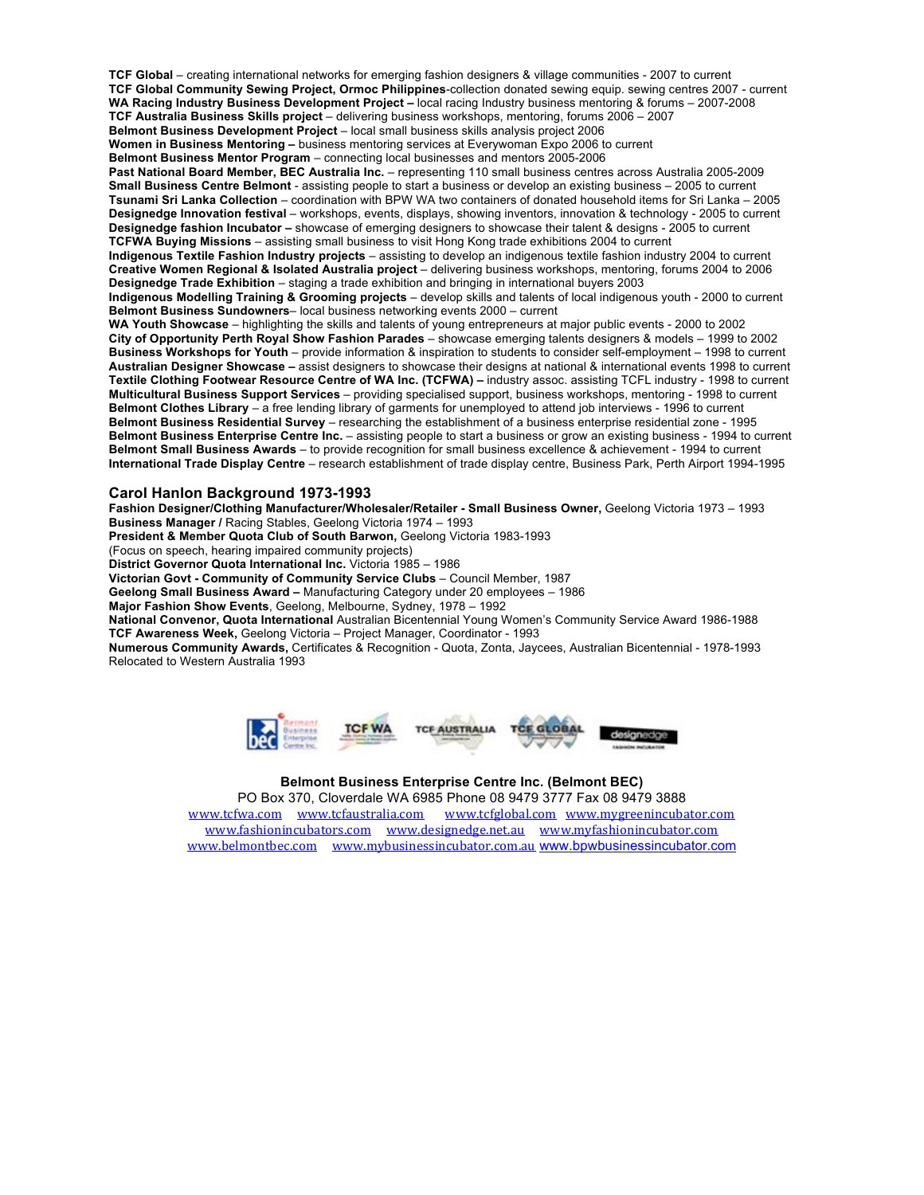**TCF Global** – creating international networks for emerging fashion designers & village communities - 2007 to current
**TCF Global Community Sewing Project, Ormoc Philippines**-collection donated sewing equip. sewing centres 2007 - current
**WA Racing Industry Business Development Project –** local racing Industry business mentoring & forums – 2007-2008
**TCF Australia Business Skills project** – delivering business workshops, mentoring, forums 2006 – 2007
**Belmont Business Development Project** – local small business skills analysis project 2006
**Women in Business Mentoring –** business mentoring services at Everywoman Expo 2006 to current
**Belmont Business Mentor Program** – connecting local businesses and mentors 2005-2006
**Past National Board Member, BEC Australia Inc.** – representing 110 small business centres across Australia 2005-2009
**Small Business Centre Belmont** - assisting people to start a business or develop an existing business – 2005 to current
**Tsunami Sri Lanka Collection** – coordination with BPW WA two containers of donated household items for Sri Lanka – 2005
**Designedge Innovation festival** – workshops, events, displays, showing inventors, innovation & technology - 2005 to current
**Designedge fashion Incubator –** showcase of emerging designers to showcase their talent & designs - 2005 to current
**TCFWA Buying Missions** – assisting small business to visit Hong Kong trade exhibitions 2004 to current
**Indigenous Textile Fashion Industry projects** – assisting to develop an indigenous textile fashion industry 2004 to current
**Creative Women Regional & Isolated Australia project** – delivering business workshops, mentoring, forums 2004 to 2006
**Designedge Trade Exhibition** – staging a trade exhibition and bringing in international buyers 2003
**Indigenous Modelling Training & Grooming projects** – develop skills and talents of local indigenous youth - 2000 to current
**Belmont Business Sundowners**– local business networking events 2000 – current
**WA Youth Showcase** – highlighting the skills and talents of young entrepreneurs at major public events - 2000 to 2002
**City of Opportunity Perth Royal Show Fashion Parades** – showcase emerging talents designers & models – 1999 to 2002
**Business Workshops for Youth** – provide information & inspiration to students to consider self-employment – 1998 to current
**Australian Designer Showcase –** assist designers to showcase their designs at national & international events 1998 to current
**Textile Clothing Footwear Resource Centre of WA Inc. (TCFWA) –** industry assoc. assisting TCFL industry - 1998 to current
**Multicultural Business Support Services** – providing specialised support, business workshops, mentoring - 1998 to current
**Belmont Clothes Library** – a free lending library of garments for unemployed to attend job interviews - 1996 to current
**Belmont Business Residential Survey** – researching the establishment of a business enterprise residential zone - 1995
**Belmont Business Enterprise Centre Inc.** – assisting people to start a business or grow an existing business - 1994 to current
**Belmont Small Business Awards** – to provide recognition for small business excellence & achievement - 1994 to current
**International Trade Display Centre** – research establishment of trade display centre, Business Park, Perth Airport 1994-1995

## Carol Hanlon Background 1973-1993

**Fashion Designer/Clothing Manufacturer/Wholesaler/Retailer - Small Business Owner,** Geelong Victoria 1973 – 1993
**Business Manager /** Racing Stables, Geelong Victoria 1974 – 1993
**President & Member Quota Club of South Barwon,** Geelong Victoria 1983-1993
(Focus on speech, hearing impaired community projects)
**District Governor Quota International Inc.** Victoria 1985 – 1986
**Victorian Govt - Community of Community Service Clubs** – Council Member, 1987
**Geelong Small Business Award –** Manufacturing Category under 20 employees – 1986
**Major Fashion Show Events**, Geelong, Melbourne, Sydney, 1978 – 1992
**National Convenor, Quota International** Australian Bicentennial Young Women's Community Service Award 1986-1988
**TCF Awareness Week,** Geelong Victoria – Project Manager, Coordinator - 1993
**Numerous Community Awards,** Certificates & Recognition - Quota, Zonta, Jaycees, Australian Bicentennial - 1978-1993
Relocated to Western Australia 1993

**Belmont Business Enterprise Centre Inc. (Belmont BEC)**
PO Box 370, Cloverdale WA 6985 Phone 08 9479 3777 Fax 08 9479 3888
www.tcfwa.com www.tcfaustralia.com www.tcfglobal.com www.mygreenincubator.com
www.fashionincubators.com www.designedge.net.au www.myfashionincubator.com
www.belmontbec.com www.mybusinessincubator.com.au www.bpwbusinessincubator.com